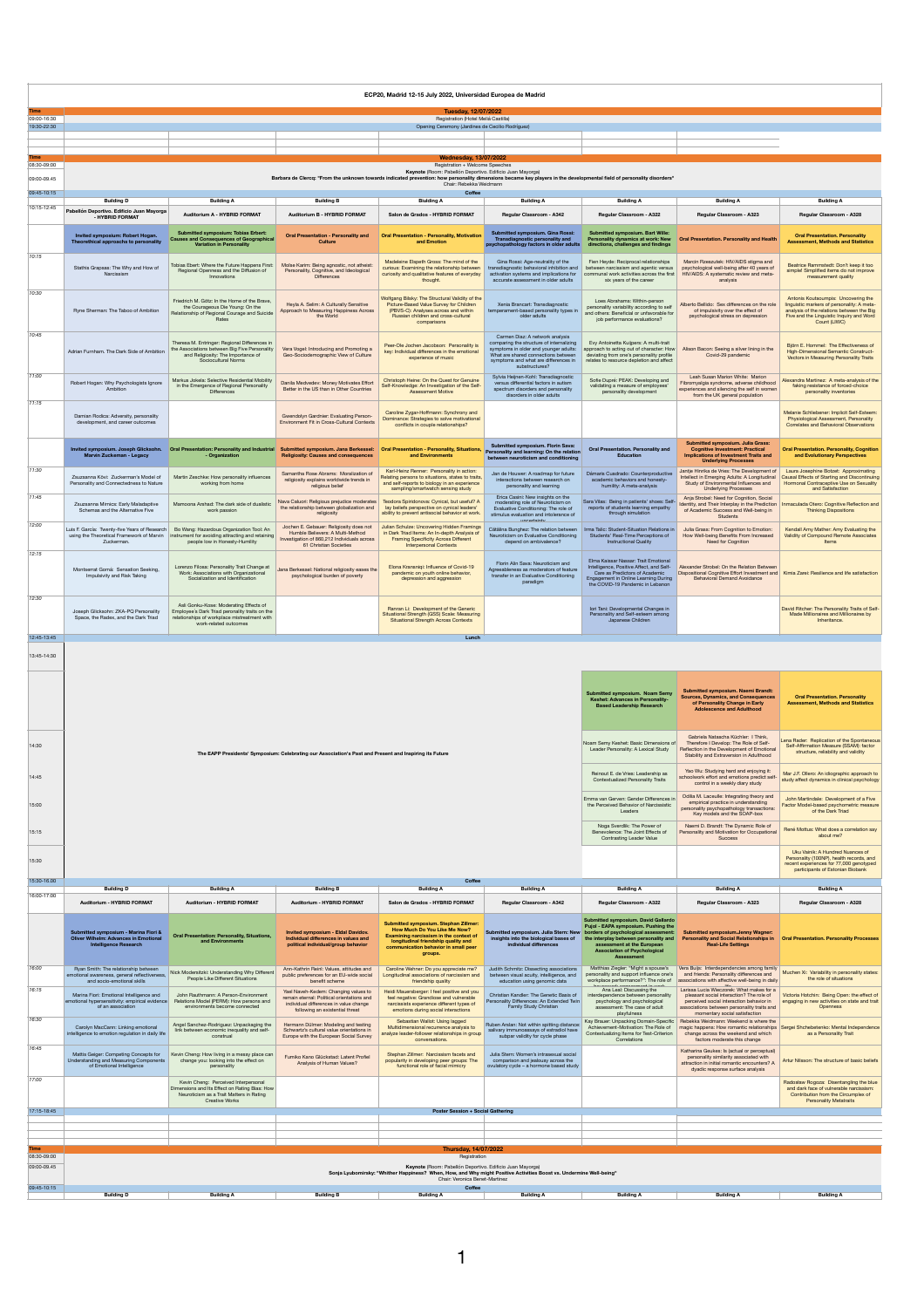# ECP20, Madrid 12-15 July 2022, Universidad Europea de Madrid

## Tuesday, 12/07/2022

| Time | |
|---|---|
| 09:00-16:30 | Registration (Hotel Meliá Castilla) |
| 19:30-22:30 | Opening Ceremony (Jardines de Cecilio Rodriguez) |

## Wednesday, 13/07/2022

| Time | |
|---|---|
| 08:30-09:00 | Registration + Welcome Speeches |
| 09:00-09:45 | Keynote (Room: Pabellón Deportivo. Edificio Juan Mayorga) Barbara de Clercq: "From the unknown towards indicated prevention: how personality dimensions became key players in the developmental field of disruptive disorders" Chair: Rebekka Weidmann |
| 09:45-10:15 | Coffee |

| Time | Building D | Building A | Building B | Building A | Building A | Building A | Building A | Building A |
|---|---|---|---|---|---|---|---|---|
| 10:15-12:45 | Pabellón Deportivo. Edificio Juan Mayorga - HYBRID FORMAT | Auditorium A - HYBRID FORMAT | Auditorium B - HYBRID FORMAT | Salon de Grados - HYBRID FORMAT | Regular Classroom - A342 | Regular Classroom - A322 | Regular Classroom - A323 | Regular Classroom - A326 |
| | Invited symposium: Robert Hogan. Theoretical approachs to personality | Submitted symposium: Tobias Ebert: Causes and Consequences of Geographical Variation in Personality | Oral Presentation - Personality and Culture | Oral Presentation - Personality, Motivation and Emotion | Submitted symposium. Gina Rossi: Transdiagnostic personality and psychopathology factors in older adults | Submitted symposium. Bart Wille: Personality dynamics at work: New directions, challenges and findings | Oral Presentation. Personality and Health | Oral Presentation. Personality Assessment, Methods and Statistics |
| 10:15 | Stathis Grapsas: The Why and How of Narcissism | Tobias Ebert: Where the Future Happens First: Regional Openness and the Diffusion of Innovations | Moïse Karim: Being agnostic, not atheist: Personality, Cognitive, and Ideological Differences | Madeleine Elspeth Gross: The mind of the curious: Examining the relationship between curiosity and qualitative features of everyday thought. | Gina Rossi: Age-neutrality of the transdiagnostic behavioral inhibition and activation systems and implications for accurate assessment in older adults | Fien Heyde: Reciprocal relationships between narcissism and agentic versus communal work activities across the first six years of the career | Marcin Rzeszutek: HIV/AIDS stigma and psychological well-being after 40 years of HIV/AIDS: A systematic review and meta-analysis | Beatrice Rammstedt: Don't keep it too simple! Simplified items do not improve measurement quality |
| 10:30 | Ryne Sherman: The Taboo of Ambition | Friedrich M. Götz: In the Home of the Brave, the Courageous Die Young: On the Relationship of Regional Courage and Suicide Rates | Heyla A. Selim: A Culturally Sensitive Approach to Measuring Happiness Across the World | Wolfgang Bilsky: The Structural Validity of the Picture-Based Value Survey for Children (PBVS-C): Analyses across and within Russian children and cross-cultural comparisons | Xenia Brancart: Transdiagnostic temperament-based personality types in older adults | Loes Abrahams: Within-person personality variability according to self and others: Beneficial or unfavorable for job performance evaluations? | Alberto Bellido: Sex differences on the role of impulsivity over the effect of psychological stress on depression | Antonis Koutsoumpis: Uncovering the linguistic markers of personality: A meta-analysis of the relations between the Big Five and the Linguistic Inquiry and Word Count (LIWC) |
| 10:45 | Adrian Furnham. The Dark Side of Ambition | Theresa M. Entringer: Regional Differences in the Associations between Big Five Personality and Religiosity: The Importance of Sociocultural Norms | Vera Vogel: Introducing and Promoting a Geo-Sociodemographic View of Culture | Peer-Ole Jochen Jacobson: Personality is key: Individual differences in the emotional experience of music | Carmen Diaz: A network analysis comparing the structure of internalizing symptoms in older and younger adults: What are shared connections between symptoms and what are differences in substructures? | Evy Antoinetta Kuijpers: A multi-trait approach to acting out of character: How deviating from one's personality profile relates to resource depletion and affect | Alison Bacon: Seeing a silver lining in the Covid-29 pandemic | Björn E. Hommel: The Effectiveness of High-Dimensional Semantic Construct-Vectors in Measuring Personality Traits |
| 11:00 | Robert Hogan: Why Psychologists Ignore Ambition | Markus Jokela: Selective Residential Mobility in the Emergence of Regional Personality Differences | Danila Medvedev: Money Motivates Effort Better in the US than in Other Countries | Christoph Heine: On the Quest for Genuine Self-Knowledge: An Investigation of the Self-Assessment Motive | Sylvia Heijnen-Kohl: Transdiagnostic versus differential factors in autism spectrum disorders and personality disorders in older adults | Sofie Dupré: PEAK: Developing and validating a measure of employees' personality development | Leah Susan Marion White: Marion Fibromyalgia syndrome, adverse childhood experiences and silencing the self in women from the UK general population | Alexandra Martinez: A meta-analysis of the faking resistance of forced-choice personality inventories |
| 11:15 | Damian Rodica: Adversity, personality development, and career outcomes | | Gwendolyn Gardiner: Evaluating Person-Environment Fit in Cross-Cultural Contexts | Caroline Zygar-Hoffmann: Synchrony and Dominance: Strategies to solve motivational conflicts in couple relationships? | | | | Melanie Schliebener: Implicit Self-Esteem: Physiological Assessment, Personality Correlates and Behavioral Observations |
| | Invited symposium. Joseph Glicksohn. Marvin Zuckerman - Legacy | Oral Presentation: Personality and Industrial - Organization | Submitted symposium. Jana Berkessel: Religiosity: Causes and consequences | Oral Presentation - Personality, Situations, and Environments | Submitted symposium. Florin Sava: Personality and learning: On the relation between neuroticism and conditioning | Oral Presentation. Personality and Education | Submitted symposium. Julia Grass: Cognitive Investment: Practical Implications of Investment Traits and Underlying Processes | Oral Presentation. Personality, Cognition and Evolutionary Perspectives |
| 11:30 | Zsuzsanna Kövi: Zuckerman's Model of Personality and Connectedness to Nature | Martin Zeschke: How personality influences working from home | Samantha Rose Abrams: Moralization of religiosity explains worldwide trends in religious belief | Karl-Heinz Renner: Personality in action: Relating persons to situations, states to traits, and self-reports to biology in an experience sampling/smartwatch sensing study | Jan de Houwer: A roadmap for future interactions between research on personality and learning | Dàmaris Cuadrado: Counterproductive academic behaviors and honesty-humility: A meta-analysis | Jantje Hinrika de Vries: The Development of Intellect in Emerging Adults: A Longitudinal Study of Environmental Influences and Underlying Processes | Laura Josephine Botzet: Approximating Causal Effects of Starting and Discontinuing Hormonal Contraceptive Use on Sexuality and Personality |
| 11:45 | Zsuzsanna Mirnics: Early Maladaptive Schemas and the Alternative Five | Mamoona Arshad: The dark side of dualistic work passion | Nava Caluori: Religious prejudice moderates the relationship between globalization and religiosity | Teodora Spiridonova: Cynical, but useful? A lay beliefs perspective on cynical leaders' ability to prevent antisocial behavior at work. | Erica Casini: New insights on the moderating role of Neuroticism on Evaluative Conditioning: The role of stimulus evaluation and intolerance of uncertainty | Sara Vilas: Being in patients' shoes: Self-reports of students learning empathy through simulation | Anja Strobel: Need for Cognition, Social Identity, and Their Interplay in the Prediction of Academic Success and Well-being in Students | Inmaculada Otero: Cognitive Reflection and Thinking Dispositions |
| 12:00 | Luis F. García: Twenty-five Years of Research using the Theoretical Framework of Marvin Zuckerman. | Bo Wang: Hazardous Organization Tool: An instrument for avoiding attracting and retaining people low in Honesty-Humility | Jochen E. Gebauer: Religiosity does not Humble Believers: A Multi-Method Investigation of 860,212 Individuals across 61 Christian Societies | Julian Schulze: Uncovering Hidden Framings in Dark Triad Items: An In-depth Analysis of Framing Specificity Across Different Interpersonal Contexts | Cătălina Burghez: The relation between Neuroticism on Evaluative Conditioning depend on ambivalence? | Irma Talic: Student-Situation Relations in Students' Real-Time Perceptions of Instructional Quality | Julia Grass: From Cognition to Emotion: How Well-being Benefits From Increased Need for Cognition | Kendall Amy Mather: Amy Evaluating the Validity of Compound Remote Associates Items |
| 12:15 | Montserrat Gomà: Sensation Seeking, Impulsivity and Risk Taking | Lorenzo Filosa: Personality Trait Change at Work: Associations with Organizational Socialization and Identification | Jana Berkessel: National religiosity eases the psychological burden of poverty | Elena Krasnikyi: Influence of Covid-19 pandemic on youth online behavior, depression and aggression | Florin Alin Sava: Neuroticism and Agreeableness as moderators of feature transfer in an Evaluative Conditioning paradigm | Elma Kaissar Nassar: Trait Emotional Intelligence, Positive Affect, and Self-Care as Predictors of Academic Engagement in Online Learning During the COVID-19 Pandemic in Lebanon | Alexander Strobel: On the Relation Between Dispositional Cognitive Effort Investment and Behavioral Demand Avoidance | Kimia Zarei: Resilience and life satisfaction |
| 12:30 | Joseph Glicksohn: ZKA-PQ Personality Space, the Radex, and the Dark Triad | Asli Gonku-Kose: Moderating Effects of Employee's Dark Triad personality traits on the relationships of workplace mistreatment with work-related outcomes | | Ramran Li: Development of the Generic Situational Strength (GSS) Scale: Measuring Situational Strength Across Contexts | | Iori Tani: Developmental Changes in Personality and Self-esteem among Japanese Children | | David Ritcher: The Personality Traits of Self-Made Millionaires and Millionaires by Inheritance. |
| 12:45-13:45 | Lunch | | | | | | | |
| 13:45-14:30 | The EAPP Presidents' Symposium: Celebrating our Association's Past and Inspiring its Future | | | | | Submitted symposium. Noam Semy Keshet: Advances in Personality-Based Leadership Research | Submitted symposium. Naemi Brandt: Sources, Dynamics, and Consequences of Personality Change in Early Adolescence and Adulthood | Oral Presentation. Personality Assessment, Methods and Statistics |
| 14:30 | | | | | | Noam Semy Keshet: Basic Dimensions of Leader Personality: A Lexical Study | Gabriela Natascha Küchler: I Think, Therefore I Develop: The Role of Self-Reflection in the Development of Emotional Stability and Extraversion in Adulthood | Lena Rader: Replication of the Spontaneous Self-Affirmation Measure (SSAM): factor structure, reliability and validity |
| 14:45 | | | | | | Reinout E. de Vries: Leadership as Contextualized Personality Traits | Yao Wu: Studying hard and enjoying it: schoolwork effort and emotions predict self-control in a weekly diary study | Mar J.F. Ollero: An idiographic approach to study affect dynamics in clinical psychology |
| 15:00 | | | | | | Emma van Gerven: Gender Differences in the Perceived Behavior of Narcissistic Leaders | Odilia M. Laceulle: Integrating theory and empirical practice in understanding personality psychopathology transactions: Key models and the SOAP-box | John Martindale: Development of a Five Factor Model-based psychometric measure of the Dark Triad |
| 15:15 | | | | | | Noga Sverdlik: The Power of Benevolence: The Joint Effects of Contrasting Leader Value | Naemi D. Brandt: The Dynamic Role of Personality and Motivation for Occupational Success | René Mõttus: What does a correlation say about me? |
| 15:30 | | | | | | | | Uku Vainik: A Hundred Nuances of Personality (100NP), health records, and recent experience for 77,000 genotyped participants of Estonian Biobank |
| 15:30-16:00 | Coffee | | | | | | | |
| | Building D | Building A | Building B | Building A | Building A | Building A | Building A | Building A |
| 16:00-17:00 | Auditorium - HYBRID FORMAT | Auditorium - HYBRID FORMAT | Auditorium - HYBRID FORMAT | Salon de Grados - HYBRID FORMAT | Regular Classroom - A342 | Regular Classroom - A322 | Regular Classroom - A323 | Regular Classroom - A326 |
| | Submitted symposium - Marina Fiori & Oliver Wilhelm: Advances in Emotional Intelligence Research | Oral Presentation: Personality, Situations, and Environments | Invited symposium - Eldad Davidov. Individual differences in values and political individual/group behavior | Submitted symposium. Stephan Zillmer: How Much Do You Like Me Now? Examining narcissism in the context of longitudinal friendship quality and communication behavior in small peer groups. | Submitted symposium. Julia Stern: New insights into the biological bases of individual differences | Submitted symposium. David Gallardo Pujol - EAPA symposium. Pushing the borders of psychological assessment: the interplay between personality and assessment at the European Association of Psychological Assessment | Submitted symposium.Jenny Wagner: Personality and Social Relationships in Real-Life Settings | Oral Presentation. Personality Processes |
| 16:00 | Ryan Smith: The relationship between emotional awareness, general reflectiveness, and socio-emotional skills | Nick Modersitzki: Understanding Why Different People Like Different Situations | Ann-Kathrin Reini: Values, attitudes and public preferences for an EU-wide social benefit scheme | Caroline Wehner: Do you appreciate me? Longitudinal associations of narcissism and friendship quality | Judith Schmitz: Dissecting associations between visual acuity, intelligence, and education using genomic data | Matthias Ziegler: "Might a spouse's personality and support influence one's workplace performance?": The role of ... | Vera Buijs: Interdependencies among family and friends: Personality differences and associations with affective well-being in daily life | Muchen Xi: Variability in personality states: the role of situations |
| 16:15 | Marina Fiori: Emotional Intelligence and emotional hypersensitivity: empirical evidence of an association | John Rauthmann: A Person-Environment Relations Model (PERM): How persons and environments become connected | Yael Naveh-Kedem: Changing values to remain eternal: Political orientations and individual differences in value change following an existential threat | Heidi Mauersberger: I feel positive and you feel negative: Grandiose and vulnerable narcissists experience different types of emotions during social interactions | Christian Kandler: The Genetic Basis of Personality Differences: An Extended Twin Family Study Christian | Ana Leal: Discussing the interdependence between personality psychology and psychological assessment: The case of adult playfulness | Larissa Lucia Wieczorek: What makes for a pleasant social interaction? The role of perceived social interaction behavior in associations between personality traits and momentary social satisfaction | Victoria Hotchin: Being Open: the effect of engaging in new activities on state and trait Openness |
| 16:30 | Carolyn MacCann: Linking emotional intelligence to emotion regulation in daily life | Angel Sanchez-Rodriguez: Unpackaging the link between economic inequality and self-construal | Hermann Dülmer: Modeling and testing Schwartz's cultural value orientations in Europe with the European Social Survey | Sebastian Wallot: Using lagged Multidimensional recurrence analysis to analyze leader-follower relationships in group conversations. | Ruben Arslan: Not within spitting distance: salivary immunoassays of estradiol have subpar validity for cycle phase | Kay Brauer: Unpacking Domain-Specific Achievement-Motivation: The Role of Contextualizing Items for Test-Criterion Correlations | Rebekka Weidmann: Weekend is where the magic happens: How romantic relationships change across the weekend and which factors moderate this change | Sergei Shchebetenko: Mental Independence as a Personality Trait |
| 16:45 | Mattia Geiger: Competing Concepts for Understanding and Measuring Components of Emotional Intelligence | Kevin Cheng: How living in a messy place can change you: looking into the effect on personality | Fumiko Kano Glückstad: Latent Profile Analysis of Human Values? | Stephan Zillmer: Narcissism facets and popularity in developing peer groups: The functional role of facial mimicry | Julia Stern: Women's intrasexual social comparison and jealousy across the ovulatory cycle – a hormone based study | | Katharina Geukes: Is (actual or perceptual) personality similarity associated with attraction in initial romantic encounters? A dyadic response surface analysis | Artur Nilsson: The structure of basic beliefs |
| 17:00 | | Kevin Cheng: Perceived Interpersonal Dimensions and its Effect on Rating Bias: How Neuroticism as a Trait Matters in Rating Creative Works | | | | | | Radosław Rogoza: Disentangling the blue and dark face of vulnerable narcissism: Contribution from the Circumplex of Personality Metatraits |
| 17:15-18:45 | Poster Session + Social Gathering | | | | | | | |

## Thursday, 14/07/2022

| Time | |
|---|---|
| 08:30-09:00 | Registration |
| 09:00-09:45 | Keynote (Room: Pabellón Deportivo. Edificio Juan Mayorga) Sonja Lyubomirsky: "Whither Happiness? When, How, and Why might Positive Activities Boost vs. Undermine Well-being" Chair: Veronica Benet-Martinez |
| 09:45-10:15 | Coffee |

| Building D | Building A | Building B | Building A | Building A | Building A | Building A | Building A |
|---|---|---|---|---|---|---|---|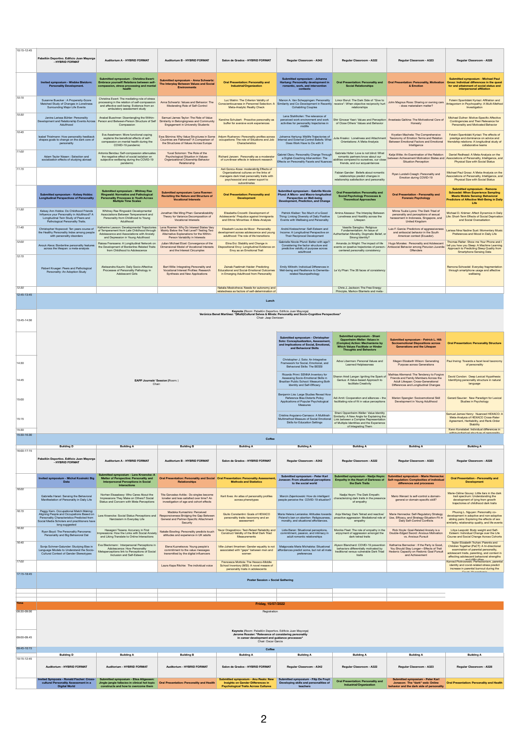| Time | Pabellón Deportivo. Edificio Juan Mayorga - HYBRID FORMAT | Auditorium A - HYBRID FORMAT | Auditorium B - HYBRID FORMAT | Salon de Grados - HYBRID FORMAT | Regular Classroom - A342 | Regular Classroom - A322 | Regular Classroom - A323 | Regular Classroom - A326 |
|---|---|---|---|---|---|---|---|---|
| 10:15-12:45 | **Invited symposium - Wiebke Bleidorn: Personality Development.** | **Submitted symposium - Christina Ewert: Embrace yourself! Relations between self-compassion, stress processing and mental health** | **Submitted symposium - Anna Schwartz: The Interplay Between Values and Social Environments** | **Oral Presentation: Personality and Industrial/Organization** | **Submitted symposium - Johanna Hartung: Personality development in romantic, work, and intervention contexts** | **Oral Presentation: Personality and Social Relationships** | **Oral Presentation: Personality, Motivation & Emotion** | **Submitted symposium - Michael Paul Grosz: Individual differences in the quest for and attainment of social status and interpersonal affiliation** |
| 10:15 | Susanne Buecker : A Propensity-Score Matched Study of Changes in Loneliness Surrounding Major Life Events | Christina Ewert: The mediating role of stress processing in the relation of self-compassion and affective well-being: Evidence from an ambulatory assessment study | Anna Schwartz: Values and Behavior: The Moderating Role of Self-Control | Luc Watrin: The Criterion Validity of Conscientiousness in Personnel Selection: A Meta-Analytic Reality Check | Manon A. Van Scheppingen: Personality Similarity and Co-Development in Recently Cohabiting Couples | Limor Borut: The Dark Side of "Give to receive": When objective reciprocity hurt relationships | John Magnus Roos: Sharing or owning cars - does materialism matter? | Foteini Spantidaki Kyriazi: Affiliation and Antagonism in Psychopathy: A Multi-Method Investigation |
| 10:30 | Janina Larissa Bühler: Personality Development and Relationship Events Across Adulthood | Anabel Buechner: Disentangling the Within-Person and Between-Person Structure of Self Compassion | Samuel James Taylor: The Role of Value Similarity in Belongingness and Community Engagement in University Students | Karoline Schubert: Proactive personality as buffer for aversive work experiences | Lena Stahlhofen: The relevance of perceived work environment and work activities for personality trajectories in midlife | Shir Gincear Yaari: Values and Perception of Close Others' Values and Behavior | Anastasia Galkina: The Motivational Core of Honesty | Michael Dufner: Motive-Specific Affective Contingencies and Their Relevance for Personality and Motivated Behavior |
| 10:45 | Isabel Thielmann: How personality feedback shapes goals to change on the dark core of personality | Eva Asselmann: More functional coping explains the beneficial effects of self-compassion on mental health during the COVID-19 pandemic | Ewa Skimina: Why Value Structures in Some Countries are Flattened? A Comparison of the Structures of Values Across Europe | Artjom Rushanov: Personality profiles across occupations: The role of Situations and Job Characteristics | Johanna Hartung: Midlife Trajectories of Internal and External Control Beliefs: What Does Work Have to Do with It | Julia Krasko: Loneliness and Attachment Orientations: A Meta-Analysis | Krystian Macheta: The Comprehensive Taxonomy of Emotion Terms and Relation Between Emotional Factors and Emotional Intelligence | Foteini Spantidaki Kyriazi: The effects of prestige and dominance on advice and friendship relations: A longitudinal study of collaborative teams |
| 11:00 | Adam Taylor Nissen : Selection and socialization effects of studying abroad | Antonia Bendau: Self-compassion attenuates the negative effect of social isolation on subjective wellbeing during the COVID-19 pandemic | Yuval Solomon: The Role of the Psychological Situation in Values-Organizational Citizenship Behavior Relationship | Richard Janzen: Personality as a moderator of curvilinear effects in telework research | Gabriel Olaru: Personality Change Through a Digital-Coaching Intervention: The Effects on Personality Facets and Nuances | Gabriela Hofer: Love is not blind: What romantic partners know about our abilities compared to ourselves, our close friends, and our acquaintances | Katja Wittle: An Examination of the Relation between Achievement Motivation States and Situation Perception | Daniel Redhead: A Meta-Analysis on the Associations of Personality, Intelligence, and Physical Size with Social Status |
| 11:15 | | | | Asli Goncu-Kose: moderating Effects of Organizational cultures on the links of managers dark triad personality traits with psychosocial and career suport to subordinates | | Fabian Gander: Beliefs about romantic relationships predict changes in relationship satisfaction and personality | Ryan Lundell-Creagh: Personality and Emotion during COVID-19 | Michael Paul Grosz: A Meta-Analysis on the Associations of Personality, Intelligence, and Physical Size with Social Status |
| | **Submitted symposium - Kelsey Hobbs: Longitudinal Perspectives of Personality** | **Submitted symposium - Whitney Rae Ringwald: Normative and Pathological Personality Processes in Youth Across Multiple Time Scales** | **Submitted symposium: Lena Roemer: Revisiting the Nature and Structure of Vocational Interests** | **Oral Presentation: Personality and Development** | **Submitted symposium - Gabrille Nicole Pfund: A Micro- and Macro-longitudinal Perspective on Well-being Development, Prediction, and Change** | **Oral Presentation: Personality and Social Psychology Processes & Theoretical Approaches** | **Oral Presentation - Personality and Forensic Psychology** | **Submitted symposium - Ramona Schoedel: When Experience Sampling Meets Mobile Sensing: Behavioral Predictors of Affective Well-Being in Daily Life** |
| 11:30 | Kelsey Ann Hobbs: Do Childhood Friends Influence your Personality in Adulthood? A Longitudinal Twin Study of Peers and Pathological Personality Traits. | Whitney Rae Ringwald: Developmental Associations Between Temperament and Personality from Childhood to Young Adulthood | Jonathan Wei Ming Phan: Generalizability Theory for Variance Decomposition of Vocational Interests | Elisabetta Crocetti: Development of Adolescents' Prejudice against Immigrants and Ethnic Minorities: A Meta-Analysis | Patrick Klaiber: Too Much of a Good Thing: Linking Diversity of Daily Positive Events with Wellbeing and Personality | Amina Alasaoui: The Interplay Between Loneliness and Hostility across the Lifespan | Minna Tuulia Lyons: The Dark Triad of personality and perceptions of sexual harassment in Indonesia, Singapore, and United Kingdom | Michael D. Krämer: Affect Dynamics in Daily Life: Short-Term Effects of Social Deprivation and Social Overstimulation |
| 11:45 | Christopher Hopwood: Ten years course of the Healthy Personality Index among people with personality disorders | Katherine Lawson: Developmental Trajectories of Temperament from Late Childhood through Adolescence and Associations with Anxiety and Depression in Young Adulthood | Lena Roemer: Why Do Interest States Vary Mainly Below the Trait Level? Testing Two Alternative Explanations for the Within-Person Variability in Interests | Elisabeth Louise de Moor: Personality development across adolescence and young adulthood: The role of life transitions | André Kretzschmar: Self-Esteem and Income: A Longitudinal Perspective on Their Reciprocal Development | Vassilis Saroglou: Religious Fundamentalism: An Issue of Authoritarian Morality, Dogmatic Belief, or Strong Identity? | Luis F. Garcia: Predictors of aggressiveness and antisocial behavior in the South American context (Ecuador). | Larissa Nina Nadine Sust: Momentary Music Preferences and Mood in Daily Life |
| 12:00 | Anouk Aleva: Borderline personality features across the lifespan: a meta-analysis | Raissa Franssens: A Longitudinal Network on the Development of Borderline-Related Traits from Childhood to Adolescence | Julian Michael Etzel: Convergence of the Dimensional Model of Vocational Interests and the Interest Circumplex | Elina Erz: Stability and Change in Dispositional Envy: Longitudinal Evidence on Envy as an Emotional Trait | Gabrielle Nicole Pfund: Better with age?: Considering the factor structure and predictive validity of purpose across adulthood | Amanda Jo Wright: The impact of life events on positive trajectories of person-centered personality consistency | Hugo Morales: Personality and Adolescent Antisocial Behavior among Peruvian Juvenile Offenders | Thomas Reiter: Show me Your Phone and I tell you how you Sleep: A Machine Learning Approach to Predicting Sleep Quality from Smartphone Sensing Data |
| 12:15 | Robert Krueger: Peers and Pathological Personality: An Adoption Study | Aleksandra Kaurin: Daily Socio-Affective Processes of Personality Pathology in Adolescent Girls | Bart Wille: Integrating Personality and Vocational Interest Profiles: Research Synthesis and New Applications | Zainab Fastimah Haider: Predicting Educational and Social-Emotional Outcomes in Emerging Adulthood from Personality | Emily Willroth: Individual Differences in Well-being and Resilience to Dementia-related Neuropathology | Le Vy Phan: The 36 faces of consistency | | Ramona Schoedel: Everyday fragmentation through smartphone usage and affective wellbeing |
| 12:30 | | | | Natalia Moskvitseva: Needs for autonomy and relatedness as factors of self-determination of | | Chris J. Jackson: The Free Energy Principle, Markov Blankets and meta- | | |
| 12:45-13:45 | Lunch | | | | | | | |
| 13:45-14:30 | Keynote (Room: Pabellón Deportivo. Edificio Juan Mayorga) Verónica Benet Martínez: "(Multi)Cultural Selves & Minds: Personality and Socio-Cognitive Perspectives" Chair: Jaap Denissen | | | | | | | |
| | EAPP Journals' Session (Room: ) Chair: | | | | **Submitted symposium - Christopher Soto: Conceptualization, Assessment, and Implications of Social, Emotional, and Behavioral Skills** | **Submitted symposium - Shani Oppenheim-Weller: Values in (Complex) Action: Mechanisms by Which Values Facilitate or Hinder Thoughts and Behaviors** | **Submitted symposium - Patrick L. Hill: Socioemotional Dispositions across Generations and the Lifespan** | **Oral Presentation: Personality Structure** |
| 14:30 | | | | | Christopher J. Soto: An Integrative Framework for Social, Emotional, and Behavioral Skills: The BESSI | Adva Liberman: Personal Values and Learned Helplessness | Megan Elizabeth Wilson: Generating Purpose across Generations | Paul Irwing: Towards a facet level taxonomy of personality |
| 14:45 | | | | | Ricardo Primi: SENNA Inventory for Assessing Socio-Emotional Skills in Brazilian Public School: Measuring Both Identity and Self-Efficacy | Sharon Arieli Langer: Igniting the Spark of Genius: A Value-based Approach to facilitate Creativity | Mathias Allemand: The Tendency to Forgive Friends and Family Members Across the Adult Lifespan: Cross-Generational Differences and Longitudinal Changes | David Condon: Deep Lexical Hypothesis: Identifying personality structure in natural language |
| 15:00 | | | | | Benjamin Lira: Large Studies Reveal How Reference Bias Distorts Policy Applications of Popular Psychological Measures | Adi Amit: Cooperation and alliances – the facilitating role of fit in value perceptions | Marion Spengler: Socioemotional Skill Development in Young Adulthood | Gerard Saucier: New Paradigm for Lexical Studies in Psychology |
| 15:15 | | | | | Cristina Anguiano-Carrasco: A Multitrait-Multimethod Measure of Social Emotional Skills for Education Settings | Shani Oppenheim-Weller: Value Identity Similarity: A New Angle for Explaining the Link between a Complex Representation of Multiple Identities and the Experience of Integrating Them | | Samuel James Henry: Nuanced HEXACO: A Meta-Analysis of HEXACO Cross-Rater Agreement, Heritability, and Rank-Order Stability |
| 15:30 | | | | | | | | Kenn Konstabel: Individual differences in within-individual structure of personality |
| 15:30-16:00 | Coffee | | | | | | | |
| | Building D | Building A | Building B | Building A | Building A | Building A | Building A | Building A |
| 16:00-17:15 | Pabellón Deportivo. Edificio Juan Mayorga - HYBRID FORMAT | Auditorium A - HYBRID FORMAT | Auditorium B - HYBRID FORMAT | Salon de Grados - HYBRID FORMAT | Regular Classroom - A342 | Regular Classroom - A322 | Regular Classroom - A323 | Regular Classroom - A326 |
| | **Invited symposium - Michal Kosinski: Big Data** | **Submitted symposium - Lara Kroencke: A Matter of Perspective: Personality and Interpersonal Perceptions in Social Interactions** | **Oral Presentation: Personality and Social Relationships** | **Oral Presentation: Personality Assessment, Methods and Statistics** | **Submitted symposium - Peter Karl Jonason: From situational perceptions to the social world** | **Submitted symposium - Nadja Heym: Empathy in the Heart of Darkness of the Dark Traits** | **Submitted symposium - Marie Hennecke: Self-regulation: Complexities of individual differences and processes** | **Oral Presentation - Personality and Development** |
| 16:00 | Gabriella Harari: Sensing the Behavioral Manifestation of Personality in Daily Life | Norhan Elsaadawy: Who Cares About the Impressions They Make on Others? Social Status and Concern with Meta-Perceptions | Tita Gonzalez-Avilés: Do singles become lonelier and less satisfied over time? An investigation of age and cohort effects | Kenli Ives: An atlas of personality profiles across phenotypes | Marcin Zajenkowski: How do intelligent people perceive the COVID-19 situation? | Nadja Heym: The Dark Empath: characterizing dark traits in the presence of empathy | Mario Wenzel: Is self-control a domain-general or domain-specific skill? | Marie-Céline Gouwy: Little liars in the dark trait spectrum: Understanding the development of lying from growth trajectories of childhood dark traits |
| 16:15 | Peggy Kern: Occupational Match Making: Aligning People and Occupations Based on Personality Characteristics Predicted from Social Media Scholars and practitioners have long suggested | Lara Kroencke: Social Status Perceptions and Narcissism in Everyday Life | Madoka Kumashiro: Perceived Responsiveness Bridging the Gap Between General and Partner-Specific Attachment Security | Giulio Constantini: Goals of HEXACO personality traits: taxonomy and an assessment | Maria Helena Leniarska: Attitudes towards Poland's ban on abortion: Religiousness, morality, and situational affordances. | Anja Wertag: Dark Tetrad and reactive/ proactive aggression: Mediational role of empathy | Marie Hennecke: Self-Regulatory Strategy Use, Efficacy, and Strategy-Situation-Fit in Daily Self-Control Conflicts | Phuong L. Nguyen: Personality co-development in adaptive and non-adaptive sibling pairs: Exploring the effects of sex similarity, relationship quality, and life events |
| 16:30 | Ryan Boyd: The Personality Panorama: Personality and Big Behavioral Dat | Hasagani Tissera: Accuracy in First Impressions: How the Links with Social Anxiety and Liking Translate to Online Interactions | Natalie Bowling: Personality predicts touch attitudes and experience in UK adults | Yavor Dragostinov: Test-Retest Reliability and Construct Validity of the Brief Dark Triad Measurements | Lidia Baran: Situational perceptions, commitment, passion, and intimacy in adult romantic relationships | Monika Fleet: The role of empathy in the enjoyment of aggression amongst the dark tetrad traits | Rick Hoyle: Goal-Related Anxiety is a Double-Edged Sword: Anxious Motivation vs. Anxious Pursuit | Liliya Leopold: Body weight and Self-Esteem: Individual Change over the Life Course and Social Change Across Cohorts |
| 16:45 | Sonja Schmer-Galunder: Studying Bias in Language Models to Understand the Socio-Cultural Context of Gender Stereotypes | Eva Bleckmann: Interpersonal Perceptions in Adolescence: How Personality Metaperceptions link to Perceptions of Social Inclusion and Self-Esteem | Elena Kuznetsova: Young people's commitment to the value messages transmitted by the digital influencers | Ville-Juhani Ilmarinen: Gender equality is not associated with "gaps" between men and women | Maria Magdalena Maria Michalska: Situational affordances predict some, but not all mate preferences | Alyson Blanchard: COVID-19 prevention behaviors differentially motivated by traditional versus vulnerable Dark Triad traits | Katharina Bernecker : If the Party is Good, You Should Stay Longer—Effects of Trait Hedonic Capacity on Hedonic Goal Pursuit and Achievement | Tayler Elizabeth Truhan: Parents and Children Together (PaCT): A tri-directional examination of parental personality, adolescent traits, parenting, and context in affecting adolescent behavioral strengths and difficulties |
| 17:00 | | | Laura Kapa Ritchie: The individual voice | Francesca Mottola: The Hexaco-Middle School Inventory (MSI): A novel measure of personality traits in adolescents | | | | Konrad Piotrowski: Perfectionism, parental identity and covid-related stress predict increase in parental burnout during the Covid-19 pandemic |
| 17:15-18:45 | Poster Session + Social Gathering | | | | | | | |
| Time | Friday, 15/07/2022 | | | | | | | |
| 08:30-09:00 | Registration | | | | | | | |
| 09:00-09:45 | Keynote (Room: Pabellón Deportivo. Edificio Juan Mayorga) Jerome Rossier: "Relevance of considering personality in career development and guidance processes" Chair: Oscar Garcia | | | | | | | |
| 09:45-10:15 | Coffee | | | | | | | |
| | Building D | Building A | Building B | Building A | Building A | Building A | Building A | Building A |
| 10:15-12:45 | Auditorium - HYBRID FORMAT | Auditorium - HYBRID FORMAT | Auditorium - HYBRID FORMAT | Salon de Grados - HYBRID FORMAT | Regular Classroom - A342 | Regular Classroom - A322 | Regular Classroom - A323 | Regular Classroom - A326 |
| | **Invited Symposia - Ronald Fischer: Cross-cultural Personality Assessment in a Digital World** | **Submitted symposium - Elisa Altgassen: Jingle-jangle fallacies in clinical hot topic constructs and how to overcome them** | **Oral Presentation: Personality and Health** | **Submitted symposium - Anu Realo: New Insights on Gender Differences in Psychological Traits Across Cultures** | **Submitted symposium - Filip De Fruyt: Developing skills and personalities of teachers** | **Oral Presentation: Personality and Industrial/Organization** | **Submitted symposium - Peter Karl Jonason: The "dark" web: Online behavior and the dark side of personality** | **Oral Presentation: Personality and Health** |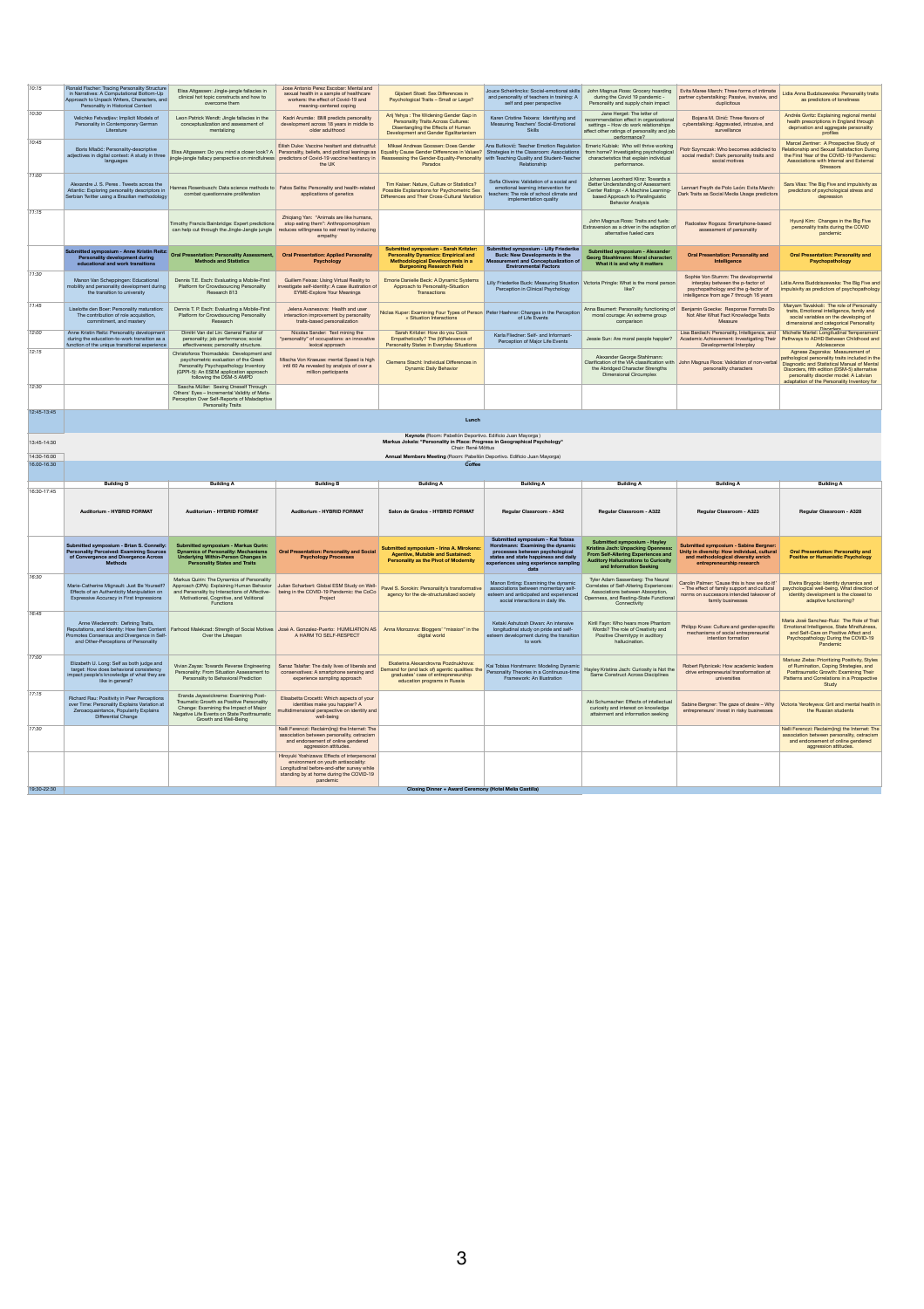| | | | | | | | | |
|---|---|---|---|---|---|---|---|---|
| 10:15 | Ronald Fischer: Tracing Personality Structure in Narratives: A Computational Bottom-Up Approach to Unpack Writers, Characters, and Personality in Historical Context | Elisa Altgassen: Jingle-jangle fallacies in clinical hot topic constructs and how to overcome them | Jose Antonio Perez Escobar: Mental and sexual health in a sample of healthcare workers: the effect of Covid-19 and meaning-centered coping | Gijsbert Stoet: Sex Differences in Psychological Traits – Small or Large? | Jouce Scheirlincks: Social-emotional skills and personality of teachers in training: A self and peer perspective | John Magnus Roos: Grocery hoarding during the Covid 19 pandemic - Personality and supply chain impact | Evita Maree March: Three forms of intimate partner cyberstalking: Passive, invasive, and duplicitous | Lidia Anna Budziszewska: Personality traits as predictors of loneliness |
| 10:30 | Velichko Fetvadjiev: Implicit Models of Personality in Contemporary German Literature | Leon Patrick Wendt: Jingle fallacies in the conceptualization and assessment of mentalizing | Kadri Arumäe: BMI predicts personality development across 18 years in middle to older adulthood | Anj Yehya : The Widening Gender Gap in Personality Traits Across Cultures: Disentangling the Effects of Human Development and Gender Egalitarianism | Karen Cristine Teixera: Identifying and Measuring Teachers' Social-Emotional Skills | Jana Hergert: The letter of recommendation effect in organizational settings – How do work relationships affect other ratings of personality and job performance? | Bojana M. Dinić: Three flavors of cyberstalking: Aggregated, intrusive, and surveillance | Andrés Gvirtz: Explaining regional mental health prescriptions in England through deprivation and aggregate personality profiles |
| 10:45 | Boris Mlačić: Personality-descriptive adjectives in digital context: A study in three languages | Elisa Altgassen: Do you mind a closer look? A jingle-jangle fallacy perspective on mindfulness | Eilish Duke: Vaccine hesitant and distrustful: Personality, beliefs, and political leanings as predictors of Covid-19 vaccine hesitancy in the UK | Mikael Andreas Goossen: Does Gender Equality Cause Gender Differences in Values? Reassessing the Gender-Equality-Personality Paradox | Ana Butković: Teacher Emotion Regulation Strategies in the Classroom: Associations with Teaching Quality and Student-Teacher Relationship | Emeric Kubiak: Who will thrive working from home? Investigating psychological characteristics that explain individual performance. | Piotr Szymczak: Who becomes addicted to social media?: Dark personality traits and social motives | Marcel Zentner: A Prospective Study of Relationship and Sexual Satisfaction During the First Year of the COVID-19 Pandemic: Associations with Internal and External Stressors |
| 11:00 | Alexandre J. S. Peres . Tweets across the Atlantic: Exploring personality descriptors in Serbian Twitter using a Brazilian methodology | Hannes Rosenbusch: Data science methods to combat questionnaire proliferation | Fatos Selita: Personality and health-related applications of genetics | Tim Kaiser: Nature, Culture or Statistics? Possible Explanations for Psychometric Sex Differences and Their Cross-Cultural Variation | Sofia Oliveira: Validation of a social and emotional learning intervention for teachers: The role of school climate and implementation quality | Johannes Leonhard Kline: Towards a Better Understanding of Assessment Center Ratings - A Machine Learning-based Approach to Paralinguistic Behavior Analysis | Lennart Freyth de Polo León: Evita March: Dark Traits as Social Media Usage predictors | Sara Vilas: The Big Five and impulsivity as predictors of psychological stress and depression |
| 11:15 | | Timothy Francis Bainbridge: Expert predictions can help cut through the Jingle-Jangle jungle | Zhiqiang Yan: "Animals are like humans, stop eating them": Anthropomorphism reduces willingness to eat meat by inducing empathy | | | John Magnus Roos: Traits and fuels: Extraversion as a driver in the adoption of alternative fueled cars | Radoslaw Rogoza: Smartphone-based assessment of personality | Hyunji Kim: Changes in the Big Five personality traits during the COVID pandemic |
| | **Submitted symposium - Anne Kristin Reitz: Personality development during educational and work transitions** | **Oral Presentation: Personality Assessment, Methods and Statistics** | **Oral Presentation: Applied Personality Psychology** | **Submitted symposium - Sarah Kritzler: Personality Dynamics: Empirical and Methodological Developments in a Burgeoning Research Field** | **Submitted symposium - Lilly Friederike Buck: New Developments in the Measurement and Conceptualization of Environmental Factors** | **Submitted symposium - Alexander Georg Stahlmann: Moral character: What it is and why it matters** | **Oral Presentation: Personality and Intelligence** | **Oral Presentation: Personality and Psychopathology** |
| 11:30 | Manon Van Scheppingen: Educational mobility and personality development during the transition to university | Dennis T.E. Esch: Evaluating a Mobile-First Platform for Crowdsourcing Personality Research 813 | Guillem Feixas: Using Virtual Reality to investigate self-identity: A case illustration of EYME-Explore Your Meanings | Emorie Danielle Beck: A Dynamic Systems Approach to Personality-Situation Transactions | Lilly Friederike Buck: Measuring Situation Perception in Clinical Psychology | Victoria Pringle: What is the moral person like? | Sophie Von Stumm: The developmental interplay between the p-factor of psychopathology and the g-factor of intelligence from age 7 through 16 years | Lidia Anna Budziszewska: The Big Five and impulsivity as predictors of psychopathology |
| 11:45 | Liselotte den Boer: Personality maturation: The contribution of role acquisition, commitment, and mastery | Dennis T. P. Esch: Evaluating a Mobile-First Platform for Crowdsourcing Personality Research | Jelena Avanesova: Health and user interaction improvement by personality traits-based personalization | Niclas Kuper: Examining Four Types of Person × Situation Interactions | Peter Haehner: Changes in the Perception of Life Events | Anna Baumert: Personality functioning of moral courage: An extreme group comparison | Benjamin Goecke: Response Formats Do Not Alter What Fact Knowledge Tests Measure | Maryam Tavakkoli: The role of Personality traits, Emotional intelligence, family and social variables on the developing of dimensional and categorical Personality Disorders |
| 12:00 | Anne Kristin Reitz: Personality development during the education-to-work transition as a function of the unique transitional experience | Dimitri Van der Lin: General Factor of personality; job performance; social effectiveness; personality structure. | Nicolas Sander: Text mining the "personality" of occupations: an innovative lexical approach | Sarah Kritzler: How do you Cook Empathetically? The (In)Relevance of Personality States in Everyday Situations | Karla Fladner: Self- and Informant-Perception of Major Life Events | Jessie Sun: Are moral people happier? | Lisa Bardach: Personality, Intelligence, and Academic Achievement: Investigating Their Developmental Interplay | Michelle Martel: Longitudinal Temperament Pathways to ADHD Between Childhood and Adolescence |
| 12:15 | | Christoforos Thomadakis: Development and psychometric evaluation of the Greek Personality Psychopathology Inventory (GPPI-5): An ESEM application approach following the DSM-5 AMPD | Mischa Von Krause: mental Speed is high intil 60 As revealed by analysis of over a million participants | Clemens Stachl: Individual Differences in Dynamic Daily Behavior | | Alexander George Stahlmann: Clarification of the VIA classification with the Abridged Character Strengths Dimensional Circumplex | John Magnus Roos: Validation of non-verbal personality characters | Agnese Zagorska: Measurement of pathological personality traits included in the Diagnostic and Statistical Manual of Mental Disorders, fifth edition (DSM-5) alternative personality disorder model: A Latvian adaptation of the Personality Inventory for |
| 12:30 | | Sascha Müller: Seeing Oneself Through Others' Eyes – Incremental Validity of Meta-Perception Over Self-Reports of Maladaptive Personality Traits | | | | | | |
| 12:45-13:45 | **Lunch** | | | | | | | |
| 13:45-14:30 | **Keynote** (Room: Pabellón Deportivo. Edificio Juan Mayorga) **Markus Jokela: "Personality in Place: Progress in Geographical Psychology"** Chair: René Mõttus | | | | | | | |
| 14:30-16:00 | **Annual Members Meeting** (Room: Pabellón Deportivo. Edificio Juan Mayorga) | | | | | | | |
| 16:00-16:30 | **Coffee** | | | | | | | |
| | **Building D** | **Building A** | **Building B** | **Building A** | **Building A** | **Building A** | **Building A** | **Building A** |
| 16:30-17:45 | **Auditorium - HYBRID FORMAT** | **Auditorium - HYBRID FORMAT** | **Auditorium - HYBRID FORMAT** | **Salon de Grados - HYBRID FORMAT** | **Regular Classroom - A342** | **Regular Classroom - A322** | **Regular Classroom - A323** | **Regular Classroom - A326** |
| | **Submitted symposium - Brian S. Connelly: Personality Perceived: Examining Sources of Convergence and Divergence Across Methods** | **Submitted symposium - Markus Quirin: Dynamics of Personality: Mechanisms Underlying Within-Person Changes in Personality States and Traits** | **Oral Presentation: Personality and Social Psychology Processes** | **Submitted symposium - Irina A. Mirokeno: Agentive, Mutable and Sustained: Personality as the Pivot of Modernity** | **Submitted symposium - Kai Tobias Horstmann: Examining the dynamic processes between psychological states and state happiness and daily experiences using experience sampling data** | **Submitted symposium - Hayley Kristina Jach: Unpacking Openness: From Self-Altering Experiences and Auditory Hallucinations to Curiosity and Information Seeking** | **Submitted symposium - Sabine Bergner: Unity in diversity: How individual, cultural and methodological diversity enrich entrepreneurship research** | **Oral Presentation: Personality and Positive or Humanistic Psychology** |
| 16:30 | Marie-Catherine Mignault: Just Be Yourself? Effects of an Authenticity Manipulation on Expressive Accuracy in First Impressions | Markus Quirin: The Dynamics of Personality Approach (DPA): Explaining Human Behavior and Personality by Interactions of Affective-Motivational, Cognitive, and Volitional Functions | Julian Scharbert: Global ESM Study on Well-being in the COVID-19 Pandemic: the CoCo Project | Pavel S. Sorokin: Personality's transformative agency for the de-structuralized society | Manon Enting: Examining the dynamic associations between momentary self-esteem and anticipated and experienced social interactions in daily life. | Tyler Adam Sassenberg: The Neural Correlates of Self-Altering Experiences: Associations between Absorption, Openness, and Resting-State Functional Connectivity | Carolin Palmer: 'Cause this is how we do it' – The effect of family support and cultural norms on successors intended takeover of family businesses | Elvira Brygola: Identity dynamics and psychological well-being. Which direction of identity development is the closest to adaptive functioning? |
| 16:45 | Anne Wiedenroth: Defining Traits, Reputations, and Identity: How Item Content Promotes Consensus and Divergence in Self- and Other-Perceptions of Personality | Farhood Malekzad: Strength of Social Motives Over the Lifespan | José A. Gonzalez-Puerto: HUMILIATION AS A HARM TO SELF-RESPECT | Anna Morozova: Bloggers' "mission" in the digital world | Ketaki Ashutosh Diwan: An intensive longitudinal study on pride and self-esteem development during the transition to work | Kirill Fayn: Who hears more Phantom Words? The role of Creativity and Positive Chemitypy in auditory hallucination. | Philipp Kruse: Culture and gender-specific mechanisms of social entrepreneurial intention formation | Maria José Sanchez-Ruiz: The Role of Trait Emotional Intelligence, State Mindfulness, and Self-Care on Positive Affect and Psychopathology During the COVID-19 Pandemic |
| 17:00 | Elizabeth U. Long: Self as both judge and target: How does behavioral consistency impact people's knowledge of what they are like in general? | Vivian Zayas: Towards Reverse Engineering Personality: From Situation Assessment to Personality to Behavioral Prediction | Sanaz Talaifar: The daily lives of liberals and conservatives: A smartphone sensing and experience sampling approach | Ekaterina Alexandrovna Pozdnukhova: Demand for (and lack of) agentic qualities: the graduates' case of entrepreneurship education programs in Russia | Kai Tobias Horstmann: Modeling Dynamic Personality Theories in a Continuous-time Framework: An Illustration | Hayley Kristina Jach: Curiosity is Not the Same Construct Across Disciplines | Robert Rybnicek: How entrepreneurial leaders drive entrepreneurial transformation at universities | Mariusz Zieba: Prioritizing Positivity, Styles of Rumination, Coping Strategies, and Posttraumatic Growth: Examining Their Patterns and Correlations in a Prospective Study |
| 17:15 | Richard Rau: Positivity in Peer Perceptions over Time: Personality Explains Variation at Zeroacquaintance, Popularity Explains Differential Change | Eranda Jayawickreme: Examining Post-Traumatic Growth as Positive Personality Change: Examining the Impact of Major Negative Life Events on State Posttraumatic Growth and Well-Being | Elisabetta Crocetti: Which aspects of your identities make you happier? A multidimensional perspective on identity and well-being | | | Aki Schumacher: Effects of intellectual curiosity and interest on knowledge attainment and information seeking | Sabine Bergner: The gaze of desire – Why entrepreneurs' invest in risky businesses | Victoria Yerofeyeva: Grit and mental health in the Russian students |
| 17:30 | | | Nelli Ferenczi: Reclaim(ing) the Internet: The association between personality, ostracism and endorsement of online gendered aggression attitudes. | | | | | Nelli Ferenczi: Reclaim(ing) the Internet: The association between personality, ostracism and endorsement of online gendered aggression attitudes. |
| | | | Hiroyuki Yoshizawa: Effects of interpersonal environment on youth antisociality: Longitudinal before-and-after survey while standing by at home during the COVID-19 pandemic | | | | | |
| 19:30-22:30 | **Closing Dinner + Award Ceremony (Hotel Melia Castilla)** | | | | | | | |